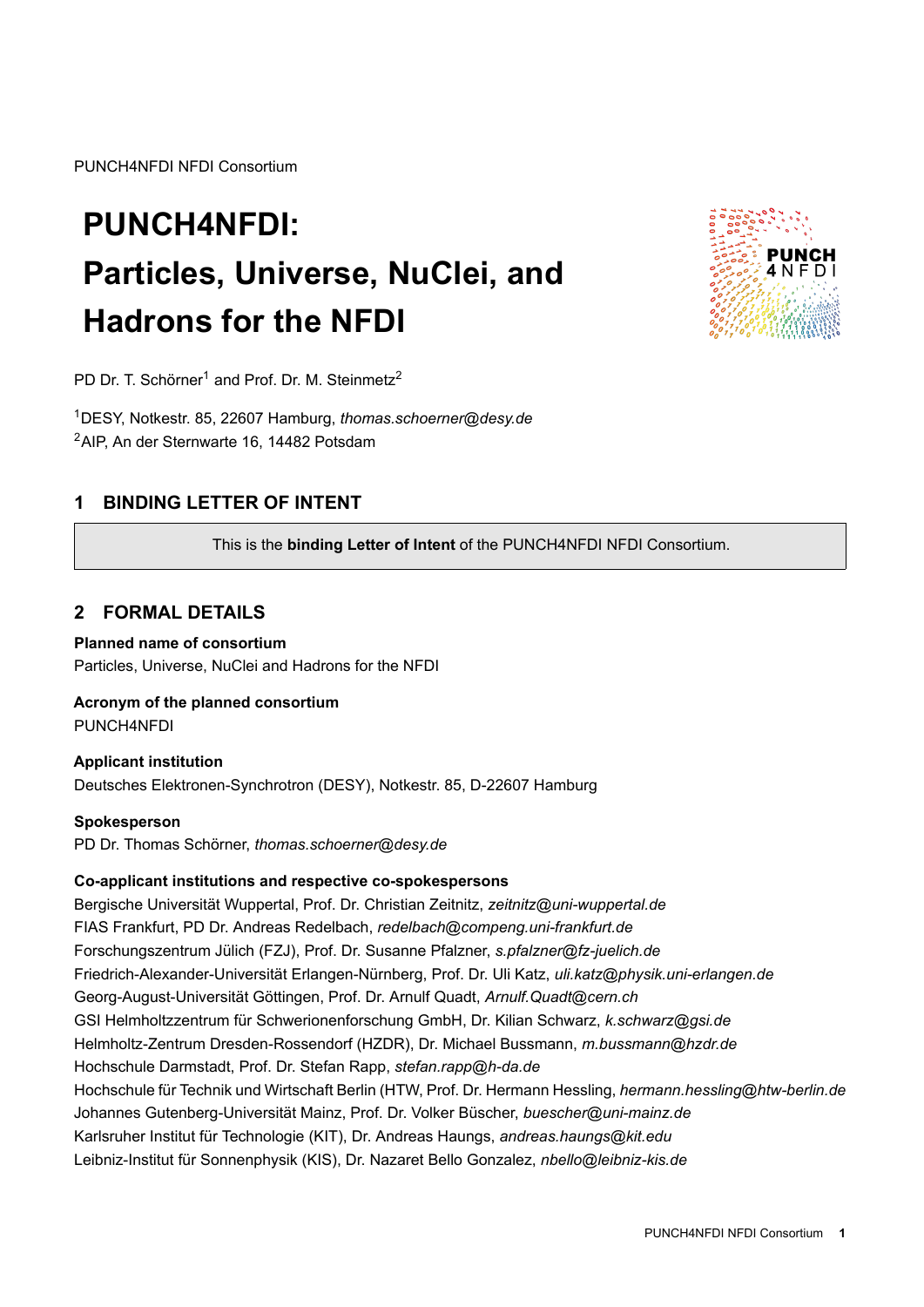PUNCH4NFDI NFDI Consortium

# PUNCH4NFDI: Particles, Universe, NuClei, and Hadrons for the NFDI

PD Dr. T. Schörner[1] and Prof. Dr. M. Steinmetz[2]

[1]DESY, Notkestr. 85, 22607 Hamburg, *thomas.schoerner@desy.de*
[2]AIP, An der Sternwarte 16, 14482 Potsdam

## 1 BINDING LETTER OF INTENT

This is the **binding Letter of Intent** of the PUNCH4NFDI NFDI Consortium.

## 2 FORMAL DETAILS

**Planned name of consortium**
Particles, Universe, NuClei and Hadrons for the NFDI

**Acronym of the planned consortium**
PUNCH4NFDI

**Applicant institution**
Deutsches Elektronen-Synchrotron (DESY), Notkestr. 85, D-22607 Hamburg

**Spokesperson**
PD Dr. Thomas Schörner, *thomas.schoerner@desy.de*

**Co-applicant institutions and respective co-spokespersons**
Bergische Universität Wuppertal, Prof. Dr. Christian Zeitnitz, *zeitnitz@uni-wuppertal.de*
FIAS Frankfurt, PD Dr. Andreas Redelbach, *redelbach@compeng.uni-frankfurt.de*
Forschungszentrum Jülich (FZJ), Prof. Dr. Susanne Pfalzner, *s.pfalzner@fz-juelich.de*
Friedrich-Alexander-Universität Erlangen-Nürnberg, Prof. Dr. Uli Katz, *uli.katz@physik.uni-erlangen.de*
Georg-August-Universität Göttingen, Prof. Dr. Arnulf Quadt, *Arnulf.Quadt@cern.ch*
GSI Helmholtzzentrum für Schwerionenforschung GmbH, Dr. Kilian Schwarz, *k.schwarz@gsi.de*
Helmholtz-Zentrum Dresden-Rossendorf (HZDR), Dr. Michael Bussmann, *m.bussmann@hzdr.de*
Hochschule Darmstadt, Prof. Dr. Stefan Rapp, *stefan.rapp@h-da.de*
Hochschule für Technik und Wirtschaft Berlin (HTW, Prof. Dr. Hermann Hessling, *hermann.hessling@htw-berlin.de*
Johannes Gutenberg-Universität Mainz, Prof. Dr. Volker Büscher, *buescher@uni-mainz.de*
Karlsruher Institut für Technologie (KIT), Dr. Andreas Haungs, *andreas.haungs@kit.edu*
Leibniz-Institut für Sonnenphysik (KIS), Dr. Nazaret Bello Gonzalez, *nbello@leibniz-kis.de*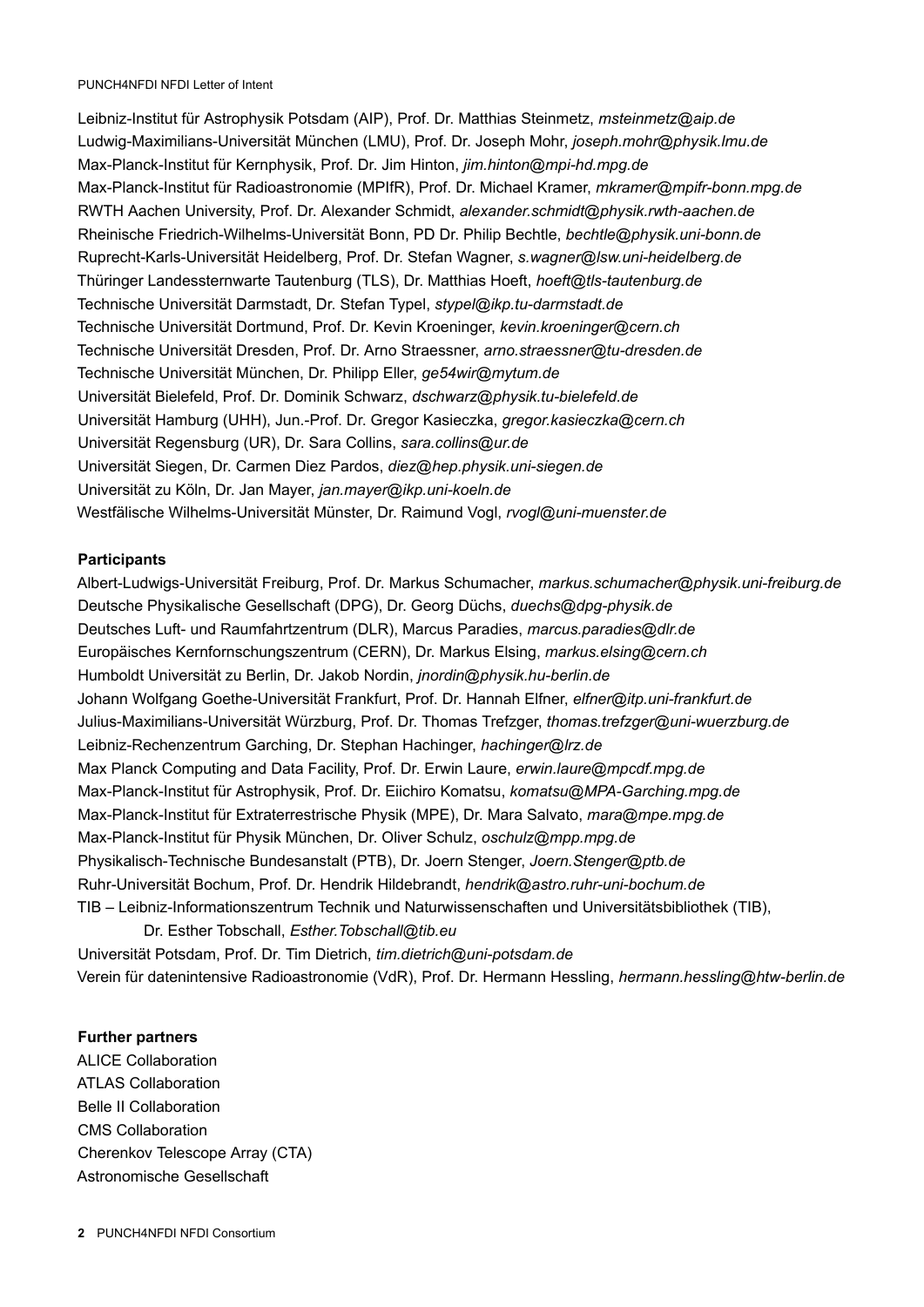Leibniz-Institut für Astrophysik Potsdam (AIP), Prof. Dr. Matthias Steinmetz, *msteinmetz@aip.de*
Ludwig-Maximilians-Universität München (LMU), Prof. Dr. Joseph Mohr, *joseph.mohr@physik.lmu.de*
Max-Planck-Institut für Kernphysik, Prof. Dr. Jim Hinton, *jim.hinton@mpi-hd.mpg.de*
Max-Planck-Institut für Radioastronomie (MPIfR), Prof. Dr. Michael Kramer, *mkramer@mpifr-bonn.mpg.de*
RWTH Aachen University, Prof. Dr. Alexander Schmidt, *alexander.schmidt@physik.rwth-aachen.de*
Rheinische Friedrich-Wilhelms-Universität Bonn, PD Dr. Philip Bechtle, *bechtle@physik.uni-bonn.de*
Ruprecht-Karls-Universität Heidelberg, Prof. Dr. Stefan Wagner, *s.wagner@lsw.uni-heidelberg.de*
Thüringer Landessternwarte Tautenburg (TLS), Dr. Matthias Hoeft, *hoeft@tls-tautenburg.de*
Technische Universität Darmstadt, Dr. Stefan Typel, *stypel@ikp.tu-darmstadt.de*
Technische Universität Dortmund, Prof. Dr. Kevin Kroeninger, *kevin.kroeninger@cern.ch*
Technische Universität Dresden, Prof. Dr. Arno Straessner, *arno.straessner@tu-dresden.de*
Technische Universität München, Dr. Philipp Eller, *ge54wir@mytum.de*
Universität Bielefeld, Prof. Dr. Dominik Schwarz, *dschwarz@physik.tu-bielefeld.de*
Universität Hamburg (UHH), Jun.-Prof. Dr. Gregor Kasieczka, *gregor.kasieczka@cern.ch*
Universität Regensburg (UR), Dr. Sara Collins, *sara.collins@ur.de*
Universität Siegen, Dr. Carmen Diez Pardos, *diez@hep.physik.uni-siegen.de*
Universität zu Köln, Dr. Jan Mayer, *jan.mayer@ikp.uni-koeln.de*
Westfälische Wilhelms-Universität Münster, Dr. Raimund Vogl, *rvogl@uni-muenster.de*

**Participants**

Albert-Ludwigs-Universität Freiburg, Prof. Dr. Markus Schumacher, *markus.schumacher@physik.uni-freiburg.de*
Deutsche Physikalische Gesellschaft (DPG), Dr. Georg Düchs, *duechs@dpg-physik.de*
Deutsches Luft- und Raumfahrtzentrum (DLR), Marcus Paradies, *marcus.paradies@dlr.de*
Europäisches Kernfornschungszentrum (CERN), Dr. Markus Elsing, *markus.elsing@cern.ch*
Humboldt Universität zu Berlin, Dr. Jakob Nordin, *jnordin@physik.hu-berlin.de*
Johann Wolfgang Goethe-Universität Frankfurt, Prof. Dr. Hannah Elfner, *elfner@itp.uni-frankfurt.de*
Julius-Maximilians-Universität Würzburg, Prof. Dr. Thomas Trefzger, *thomas.trefzger@uni-wuerzburg.de*
Leibniz-Rechenzentrum Garching, Dr. Stephan Hachinger, *hachinger@lrz.de*
Max Planck Computing and Data Facility, Prof. Dr. Erwin Laure, *erwin.laure@mpcdf.mpg.de*
Max-Planck-Institut für Astrophysik, Prof. Dr. Eiichiro Komatsu, *komatsu@MPA-Garching.mpg.de*
Max-Planck-Institut für Extraterrestrische Physik (MPE), Dr. Mara Salvato, *mara@mpe.mpg.de*
Max-Planck-Institut für Physik München, Dr. Oliver Schulz, *oschulz@mpp.mpg.de*
Physikalisch-Technische Bundesanstalt (PTB), Dr. Joern Stenger, *Joern.Stenger@ptb.de*
Ruhr-Universität Bochum, Prof. Dr. Hendrik Hildebrandt, *hendrik@astro.ruhr-uni-bochum.de*
TIB – Leibniz-Informationszentrum Technik und Naturwissenschaften und Universitätsbibliothek (TIB), Dr. Esther Tobschall, *Esther.Tobschall@tib.eu*
Universität Potsdam, Prof. Dr. Tim Dietrich, *tim.dietrich@uni-potsdam.de*
Verein für datenintensive Radioastronomie (VdR), Prof. Dr. Hermann Hessling, *hermann.hessling@htw-berlin.de*

**Further partners**

ALICE Collaboration
ATLAS Collaboration
Belle II Collaboration
CMS Collaboration
Cherenkov Telescope Array (CTA)
Astronomische Gesellschaft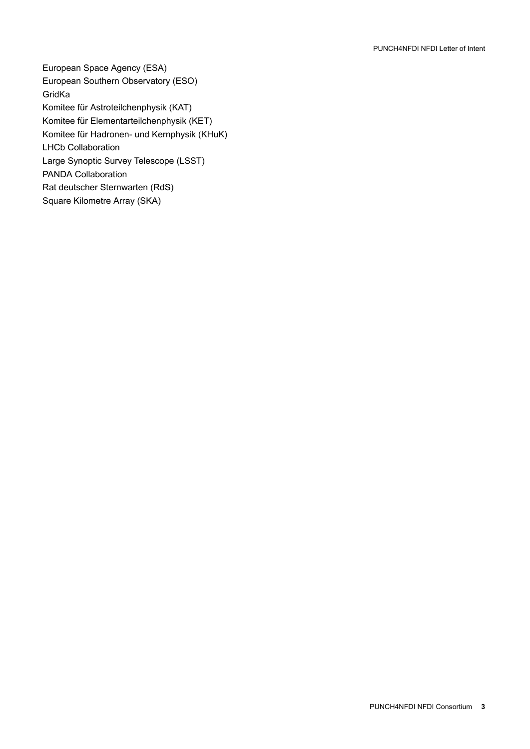European Space Agency (ESA)
European Southern Observatory (ESO)
GridKa
Komitee für Astroteilchenphysik (KAT)
Komitee für Elementarteilchenphysik (KET)
Komitee für Hadronen- und Kernphysik (KHuK)
LHCb Collaboration
Large Synoptic Survey Telescope (LSST)
PANDA Collaboration
Rat deutscher Sternwarten (RdS)
Square Kilometre Array (SKA)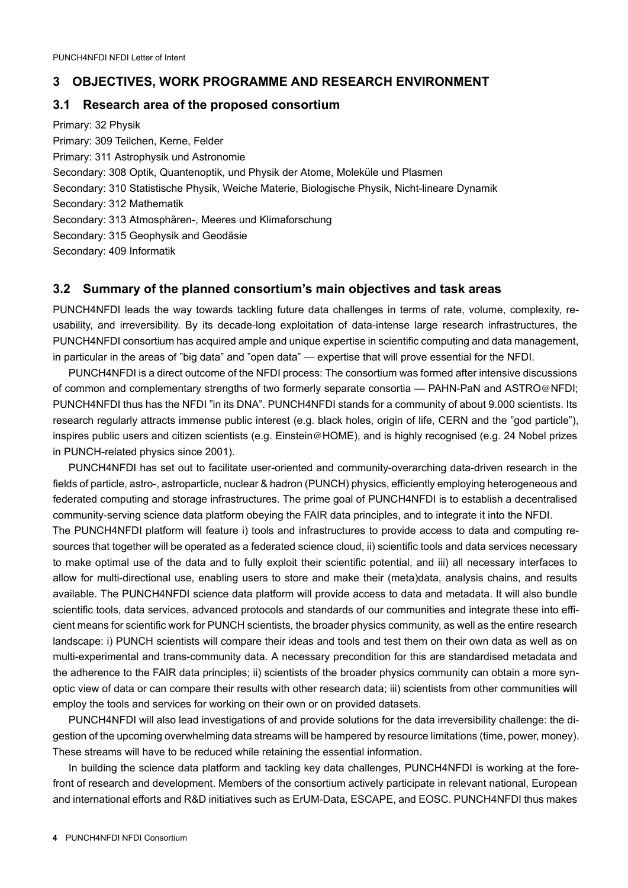## 3 OBJECTIVES, WORK PROGRAMME AND RESEARCH ENVIRONMENT

### 3.1 Research area of the proposed consortium

Primary: 32 Physik
Primary: 309 Teilchen, Kerne, Felder
Primary: 311 Astrophysik und Astronomie
Secondary: 308 Optik, Quantenoptik, und Physik der Atome, Moleküle und Plasmen
Secondary: 310 Statistische Physik, Weiche Materie, Biologische Physik, Nicht-lineare Dynamik
Secondary: 312 Mathematik
Secondary: 313 Atmosphären-, Meeres und Klimaforschung
Secondary: 315 Geophysik and Geodäsie
Secondary: 409 Informatik

### 3.2 Summary of the planned consortium's main objectives and task areas

PUNCH4NFDI leads the way towards tackling future data challenges in terms of rate, volume, complexity, reusability, and irreversibility. By its decade-long exploitation of data-intense large research infrastructures, the PUNCH4NFDI consortium has acquired ample and unique expertise in scientific computing and data management, in particular in the areas of "big data" and "open data" — expertise that will prove essential for the NFDI.

PUNCH4NFDI is a direct outcome of the NFDI process: The consortium was formed after intensive discussions of common and complementary strengths of two formerly separate consortia — PAHN-PaN and ASTRO@NFDI; PUNCH4NFDI thus has the NFDI "in its DNA". PUNCH4NFDI stands for a community of about 9.000 scientists. Its research regularly attracts immense public interest (e.g. black holes, origin of life, CERN and the "god particle"), inspires public users and citizen scientists (e.g. Einstein@HOME), and is highly recognised (e.g. 24 Nobel prizes in PUNCH-related physics since 2001).

PUNCH4NFDI has set out to facilitate user-oriented and community-overarching data-driven research in the fields of particle, astro-, astroparticle, nuclear & hadron (PUNCH) physics, efficiently employing heterogeneous and federated computing and storage infrastructures. The prime goal of PUNCH4NFDI is to establish a decentralised community-serving science data platform obeying the FAIR data principles, and to integrate it into the NFDI.
The PUNCH4NFDI platform will feature i) tools and infrastructures to provide access to data and computing resources that together will be operated as a federated science cloud, ii) scientific tools and data services necessary to make optimal use of the data and to fully exploit their scientific potential, and iii) all necessary interfaces to allow for multi-directional use, enabling users to store and make their (meta)data, analysis chains, and results available. The PUNCH4NFDI science data platform will provide access to data and metadata. It will also bundle scientific tools, data services, advanced protocols and standards of our communities and integrate these into efficient means for scientific work for PUNCH scientists, the broader physics community, as well as the entire research landscape: i) PUNCH scientists will compare their ideas and tools and test them on their own data as well as on multi-experimental and trans-community data. A necessary precondition for this are standardised metadata and the adherence to the FAIR data principles; ii) scientists of the broader physics community can obtain a more synoptic view of data or can compare their results with other research data; iii) scientists from other communities will employ the tools and services for working on their own or on provided datasets.

PUNCH4NFDI will also lead investigations of and provide solutions for the data irreversibility challenge: the digestion of the upcoming overwhelming data streams will be hampered by resource limitations (time, power, money). These streams will have to be reduced while retaining the essential information.

In building the science data platform and tackling key data challenges, PUNCH4NFDI is working at the forefront of research and development. Members of the consortium actively participate in relevant national, European and international efforts and R&D initiatives such as ErUM-Data, ESCAPE, and EOSC. PUNCH4NFDI thus makes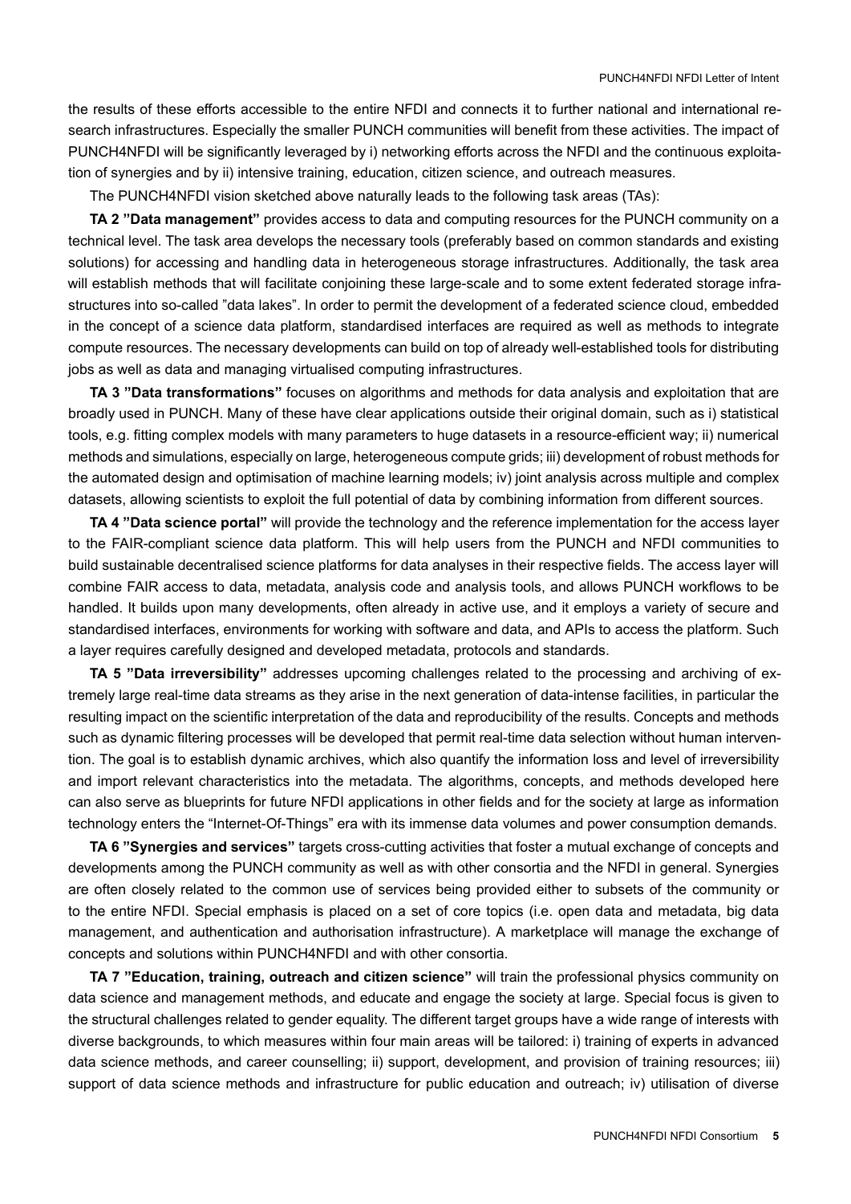the results of these efforts accessible to the entire NFDI and connects it to further national and international research infrastructures. Especially the smaller PUNCH communities will benefit from these activities. The impact of PUNCH4NFDI will be significantly leveraged by i) networking efforts across the NFDI and the continuous exploitation of synergies and by ii) intensive training, education, citizen science, and outreach measures.

The PUNCH4NFDI vision sketched above naturally leads to the following task areas (TAs):

**TA 2 "Data management"** provides access to data and computing resources for the PUNCH community on a technical level. The task area develops the necessary tools (preferably based on common standards and existing solutions) for accessing and handling data in heterogeneous storage infrastructures. Additionally, the task area will establish methods that will facilitate conjoining these large-scale and to some extent federated storage infrastructures into so-called "data lakes". In order to permit the development of a federated science cloud, embedded in the concept of a science data platform, standardised interfaces are required as well as methods to integrate compute resources. The necessary developments can build on top of already well-established tools for distributing jobs as well as data and managing virtualised computing infrastructures.

**TA 3 "Data transformations"** focuses on algorithms and methods for data analysis and exploitation that are broadly used in PUNCH. Many of these have clear applications outside their original domain, such as i) statistical tools, e.g. fitting complex models with many parameters to huge datasets in a resource-efficient way; ii) numerical methods and simulations, especially on large, heterogeneous compute grids; iii) development of robust methods for the automated design and optimisation of machine learning models; iv) joint analysis across multiple and complex datasets, allowing scientists to exploit the full potential of data by combining information from different sources.

**TA 4 "Data science portal"** will provide the technology and the reference implementation for the access layer to the FAIR-compliant science data platform. This will help users from the PUNCH and NFDI communities to build sustainable decentralised science platforms for data analyses in their respective fields. The access layer will combine FAIR access to data, metadata, analysis code and analysis tools, and allows PUNCH workflows to be handled. It builds upon many developments, often already in active use, and it employs a variety of secure and standardised interfaces, environments for working with software and data, and APIs to access the platform. Such a layer requires carefully designed and developed metadata, protocols and standards.

**TA 5 "Data irreversibility"** addresses upcoming challenges related to the processing and archiving of extremely large real-time data streams as they arise in the next generation of data-intense facilities, in particular the resulting impact on the scientific interpretation of the data and reproducibility of the results. Concepts and methods such as dynamic filtering processes will be developed that permit real-time data selection without human intervention. The goal is to establish dynamic archives, which also quantify the information loss and level of irreversibility and import relevant characteristics into the metadata. The algorithms, concepts, and methods developed here can also serve as blueprints for future NFDI applications in other fields and for the society at large as information technology enters the "Internet-Of-Things" era with its immense data volumes and power consumption demands.

**TA 6 "Synergies and services"** targets cross-cutting activities that foster a mutual exchange of concepts and developments among the PUNCH community as well as with other consortia and the NFDI in general. Synergies are often closely related to the common use of services being provided either to subsets of the community or to the entire NFDI. Special emphasis is placed on a set of core topics (i.e. open data and metadata, big data management, and authentication and authorisation infrastructure). A marketplace will manage the exchange of concepts and solutions within PUNCH4NFDI and with other consortia.

**TA 7 "Education, training, outreach and citizen science"** will train the professional physics community on data science and management methods, and educate and engage the society at large. Special focus is given to the structural challenges related to gender equality. The different target groups have a wide range of interests with diverse backgrounds, to which measures within four main areas will be tailored: i) training of experts in advanced data science methods, and career counselling; ii) support, development, and provision of training resources; iii) support of data science methods and infrastructure for public education and outreach; iv) utilisation of diverse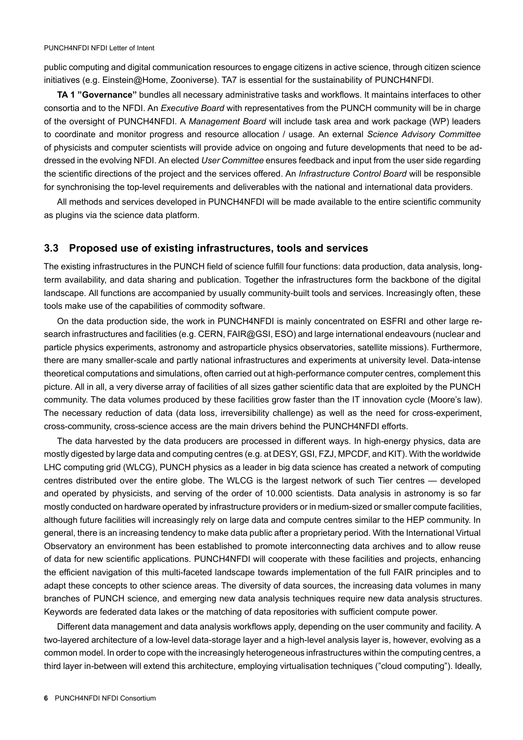public computing and digital communication resources to engage citizens in active science, through citizen science initiatives (e.g. Einstein@Home, Zooniverse). TA7 is essential for the sustainability of PUNCH4NFDI.

**TA 1 "Governance"** bundles all necessary administrative tasks and workflows. It maintains interfaces to other consortia and to the NFDI. An *Executive Board* with representatives from the PUNCH community will be in charge of the oversight of PUNCH4NFDI. A *Management Board* will include task area and work package (WP) leaders to coordinate and monitor progress and resource allocation / usage. An external *Science Advisory Committee* of physicists and computer scientists will provide advice on ongoing and future developments that need to be addressed in the evolving NFDI. An elected *User Committee* ensures feedback and input from the user side regarding the scientific directions of the project and the services offered. An *Infrastructure Control Board* will be responsible for synchronising the top-level requirements and deliverables with the national and international data providers.

All methods and services developed in PUNCH4NFDI will be made available to the entire scientific community as plugins via the science data platform.

### 3.3 Proposed use of existing infrastructures, tools and services

The existing infrastructures in the PUNCH field of science fulfill four functions: data production, data analysis, long-term availability, and data sharing and publication. Together the infrastructures form the backbone of the digital landscape. All functions are accompanied by usually community-built tools and services. Increasingly often, these tools make use of the capabilities of commodity software.

On the data production side, the work in PUNCH4NFDI is mainly concentrated on ESFRI and other large research infrastructures and facilities (e.g. CERN, FAIR@GSI, ESO) and large international endeavours (nuclear and particle physics experiments, astronomy and astroparticle physics observatories, satellite missions). Furthermore, there are many smaller-scale and partly national infrastructures and experiments at university level. Data-intense theoretical computations and simulations, often carried out at high-performance computer centres, complement this picture. All in all, a very diverse array of facilities of all sizes gather scientific data that are exploited by the PUNCH community. The data volumes produced by these facilities grow faster than the IT innovation cycle (Moore's law). The necessary reduction of data (data loss, irreversibility challenge) as well as the need for cross-experiment, cross-community, cross-science access are the main drivers behind the PUNCH4NFDI efforts.

The data harvested by the data producers are processed in different ways. In high-energy physics, data are mostly digested by large data and computing centres (e.g. at DESY, GSI, FZJ, MPCDF, and KIT). With the worldwide LHC computing grid (WLCG), PUNCH physics as a leader in big data science has created a network of computing centres distributed over the entire globe. The WLCG is the largest network of such Tier centres — developed and operated by physicists, and serving of the order of 10.000 scientists. Data analysis in astronomy is so far mostly conducted on hardware operated by infrastructure providers or in medium-sized or smaller compute facilities, although future facilities will increasingly rely on large data and compute centres similar to the HEP community. In general, there is an increasing tendency to make data public after a proprietary period. With the International Virtual Observatory an environment has been established to promote interconnecting data archives and to allow reuse of data for new scientific applications. PUNCH4NFDI will cooperate with these facilities and projects, enhancing the efficient navigation of this multi-faceted landscape towards implementation of the full FAIR principles and to adapt these concepts to other science areas. The diversity of data sources, the increasing data volumes in many branches of PUNCH science, and emerging new data analysis techniques require new data analysis structures. Keywords are federated data lakes or the matching of data repositories with sufficient compute power.

Different data management and data analysis workflows apply, depending on the user community and facility. A two-layered architecture of a low-level data-storage layer and a high-level analysis layer is, however, evolving as a common model. In order to cope with the increasingly heterogeneous infrastructures within the computing centres, a third layer in-between will extend this architecture, employing virtualisation techniques ("cloud computing"). Ideally,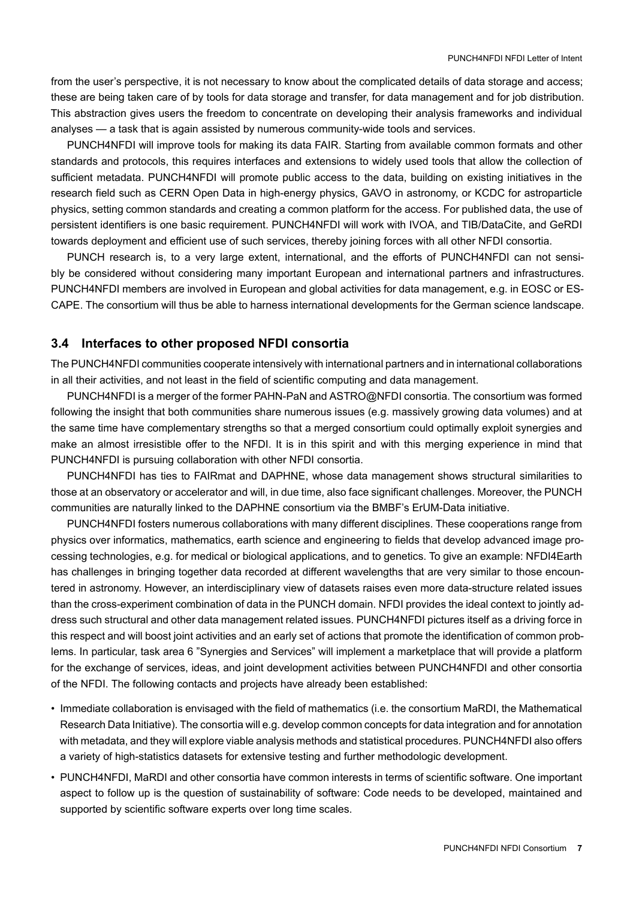from the user's perspective, it is not necessary to know about the complicated details of data storage and access; these are being taken care of by tools for data storage and transfer, for data management and for job distribution. This abstraction gives users the freedom to concentrate on developing their analysis frameworks and individual analyses — a task that is again assisted by numerous community-wide tools and services.

PUNCH4NFDI will improve tools for making its data FAIR. Starting from available common formats and other standards and protocols, this requires interfaces and extensions to widely used tools that allow the collection of sufficient metadata. PUNCH4NFDI will promote public access to the data, building on existing initiatives in the research field such as CERN Open Data in high-energy physics, GAVO in astronomy, or KCDC for astroparticle physics, setting common standards and creating a common platform for the access. For published data, the use of persistent identifiers is one basic requirement. PUNCH4NFDI will work with IVOA, and TIB/DataCite, and GeRDI towards deployment and efficient use of such services, thereby joining forces with all other NFDI consortia.

PUNCH research is, to a very large extent, international, and the efforts of PUNCH4NFDI can not sensibly be considered without considering many important European and international partners and infrastructures. PUNCH4NFDI members are involved in European and global activities for data management, e.g. in EOSC or ESCAPE. The consortium will thus be able to harness international developments for the German science landscape.

### 3.4 Interfaces to other proposed NFDI consortia

The PUNCH4NFDI communities cooperate intensively with international partners and in international collaborations in all their activities, and not least in the field of scientific computing and data management.

PUNCH4NFDI is a merger of the former PAHN-PaN and ASTRO@NFDI consortia. The consortium was formed following the insight that both communities share numerous issues (e.g. massively growing data volumes) and at the same time have complementary strengths so that a merged consortium could optimally exploit synergies and make an almost irresistible offer to the NFDI. It is in this spirit and with this merging experience in mind that PUNCH4NFDI is pursuing collaboration with other NFDI consortia.

PUNCH4NFDI has ties to FAIRmat and DAPHNE, whose data management shows structural similarities to those at an observatory or accelerator and will, in due time, also face significant challenges. Moreover, the PUNCH communities are naturally linked to the DAPHNE consortium via the BMBF's ErUM-Data initiative.

PUNCH4NFDI fosters numerous collaborations with many different disciplines. These cooperations range from physics over informatics, mathematics, earth science and engineering to fields that develop advanced image processing technologies, e.g. for medical or biological applications, and to genetics. To give an example: NFDI4Earth has challenges in bringing together data recorded at different wavelengths that are very similar to those encountered in astronomy. However, an interdisciplinary view of datasets raises even more data-structure related issues than the cross-experiment combination of data in the PUNCH domain. NFDI provides the ideal context to jointly address such structural and other data management related issues. PUNCH4NFDI pictures itself as a driving force in this respect and will boost joint activities and an early set of actions that promote the identification of common problems. In particular, task area 6 "Synergies and Services" will implement a marketplace that will provide a platform for the exchange of services, ideas, and joint development activities between PUNCH4NFDI and other consortia of the NFDI. The following contacts and projects have already been established:

- Immediate collaboration is envisaged with the field of mathematics (i.e. the consortium MaRDI, the Mathematical Research Data Initiative). The consortia will e.g. develop common concepts for data integration and for annotation with metadata, and they will explore viable analysis methods and statistical procedures. PUNCH4NFDI also offers a variety of high-statistics datasets for extensive testing and further methodologic development.
- PUNCH4NFDI, MaRDI and other consortia have common interests in terms of scientific software. One important aspect to follow up is the question of sustainability of software: Code needs to be developed, maintained and supported by scientific software experts over long time scales.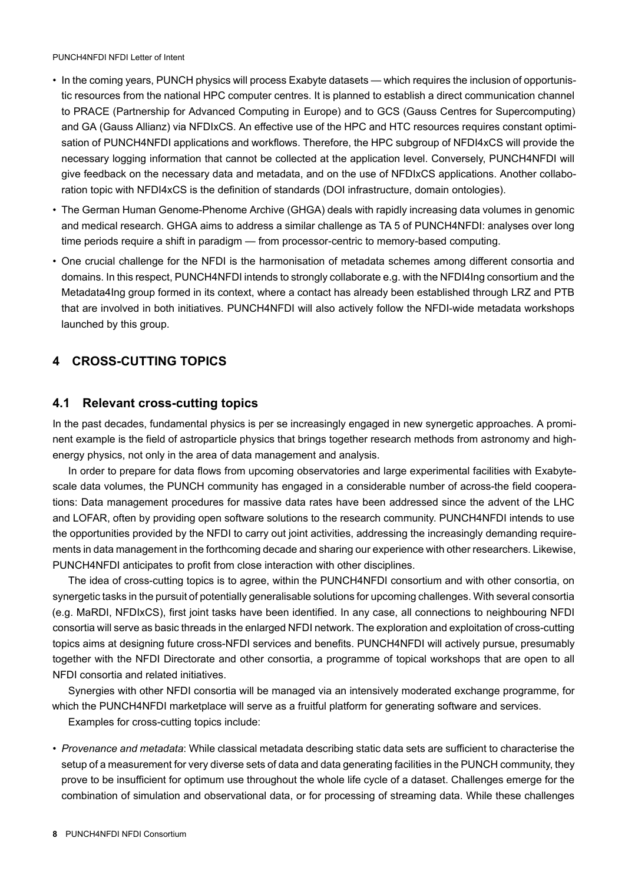- In the coming years, PUNCH physics will process Exabyte datasets — which requires the inclusion of opportunistic resources from the national HPC computer centres. It is planned to establish a direct communication channel to PRACE (Partnership for Advanced Computing in Europe) and to GCS (Gauss Centres for Supercomputing) and GA (Gauss Allianz) via NFDIxCS. An effective use of the HPC and HTC resources requires constant optimisation of PUNCH4NFDI applications and workflows. Therefore, the HPC subgroup of NFDI4xCS will provide the necessary logging information that cannot be collected at the application level. Conversely, PUNCH4NFDI will give feedback on the necessary data and metadata, and on the use of NFDIxCS applications. Another collaboration topic with NFDI4xCS is the definition of standards (DOI infrastructure, domain ontologies).
- The German Human Genome-Phenome Archive (GHGA) deals with rapidly increasing data volumes in genomic and medical research. GHGA aims to address a similar challenge as TA 5 of PUNCH4NFDI: analyses over long time periods require a shift in paradigm — from processor-centric to memory-based computing.
- One crucial challenge for the NFDI is the harmonisation of metadata schemes among different consortia and domains. In this respect, PUNCH4NFDI intends to strongly collaborate e.g. with the NFDI4Ing consortium and the Metadata4Ing group formed in its context, where a contact has already been established through LRZ and PTB that are involved in both initiatives. PUNCH4NFDI will also actively follow the NFDI-wide metadata workshops launched by this group.

# 4 CROSS-CUTTING TOPICS

## 4.1 Relevant cross-cutting topics

In the past decades, fundamental physics is per se increasingly engaged in new synergetic approaches. A prominent example is the field of astroparticle physics that brings together research methods from astronomy and high-energy physics, not only in the area of data management and analysis.

In order to prepare for data flows from upcoming observatories and large experimental facilities with Exabyte-scale data volumes, the PUNCH community has engaged in a considerable number of across-the field cooperations: Data management procedures for massive data rates have been addressed since the advent of the LHC and LOFAR, often by providing open software solutions to the research community. PUNCH4NFDI intends to use the opportunities provided by the NFDI to carry out joint activities, addressing the increasingly demanding requirements in data management in the forthcoming decade and sharing our experience with other researchers. Likewise, PUNCH4NFDI anticipates to profit from close interaction with other disciplines.

The idea of cross-cutting topics is to agree, within the PUNCH4NFDI consortium and with other consortia, on synergetic tasks in the pursuit of potentially generalisable solutions for upcoming challenges. With several consortia (e.g. MaRDI, NFDIxCS), first joint tasks have been identified. In any case, all connections to neighbouring NFDI consortia will serve as basic threads in the enlarged NFDI network. The exploration and exploitation of cross-cutting topics aims at designing future cross-NFDI services and benefits. PUNCH4NFDI will actively pursue, presumably together with the NFDI Directorate and other consortia, a programme of topical workshops that are open to all NFDI consortia and related initiatives.

Synergies with other NFDI consortia will be managed via an intensively moderated exchange programme, for which the PUNCH4NFDI marketplace will serve as a fruitful platform for generating software and services.

Examples for cross-cutting topics include:

- *Provenance and metadata*: While classical metadata describing static data sets are sufficient to characterise the setup of a measurement for very diverse sets of data and data generating facilities in the PUNCH community, they prove to be insufficient for optimum use throughout the whole life cycle of a dataset. Challenges emerge for the combination of simulation and observational data, or for processing of streaming data. While these challenges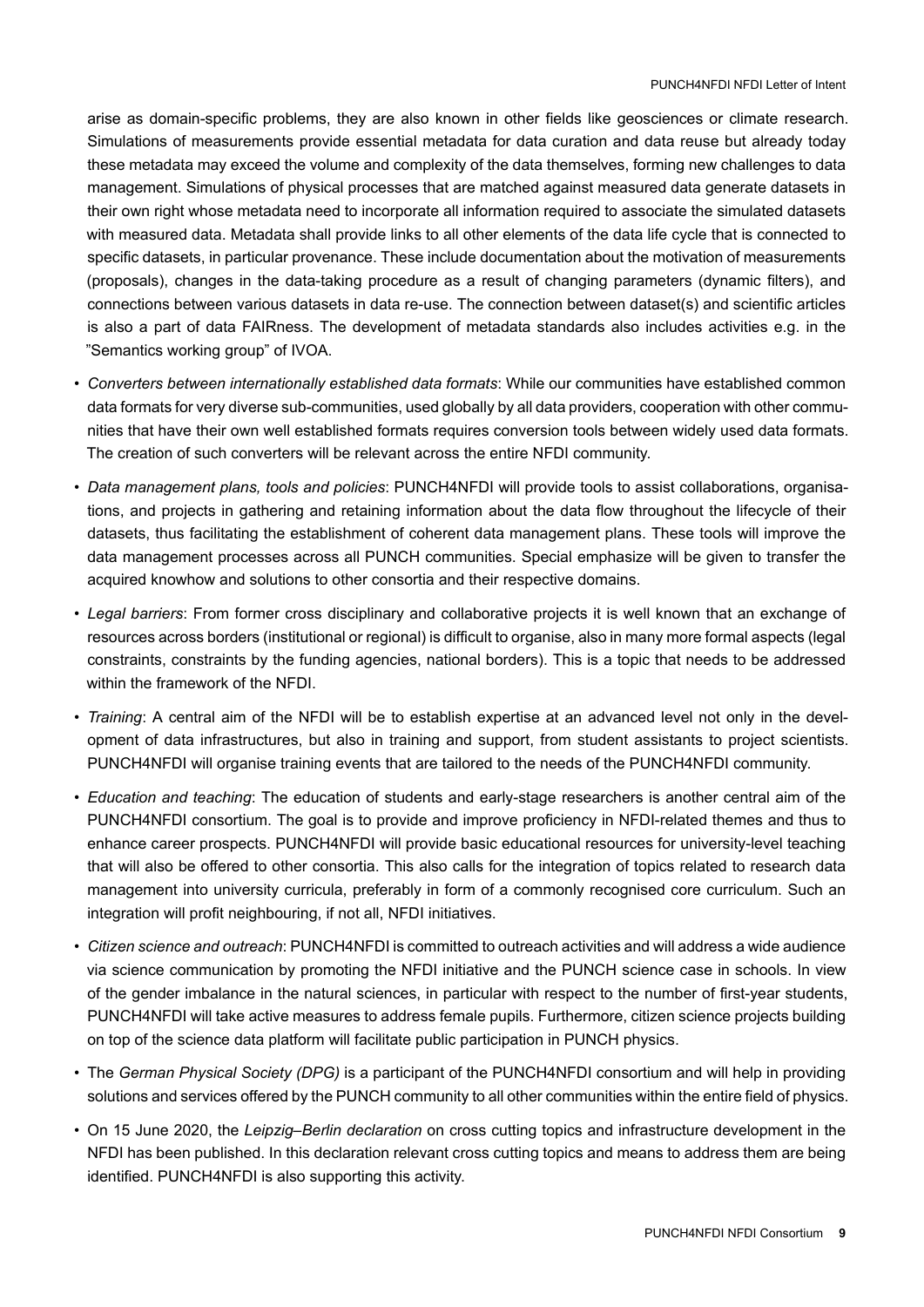arise as domain-specific problems, they are also known in other fields like geosciences or climate research. Simulations of measurements provide essential metadata for data curation and data reuse but already today these metadata may exceed the volume and complexity of the data themselves, forming new challenges to data management. Simulations of physical processes that are matched against measured data generate datasets in their own right whose metadata need to incorporate all information required to associate the simulated datasets with measured data. Metadata shall provide links to all other elements of the data life cycle that is connected to specific datasets, in particular provenance. These include documentation about the motivation of measurements (proposals), changes in the data-taking procedure as a result of changing parameters (dynamic filters), and connections between various datasets in data re-use. The connection between dataset(s) and scientific articles is also a part of data FAIRness. The development of metadata standards also includes activities e.g. in the "Semantics working group" of IVOA.

- *Converters between internationally established data formats*: While our communities have established common data formats for very diverse sub-communities, used globally by all data providers, cooperation with other communities that have their own well established formats requires conversion tools between widely used data formats. The creation of such converters will be relevant across the entire NFDI community.
- *Data management plans, tools and policies*: PUNCH4NFDI will provide tools to assist collaborations, organisations, and projects in gathering and retaining information about the data flow throughout the lifecycle of their datasets, thus facilitating the establishment of coherent data management plans. These tools will improve the data management processes across all PUNCH communities. Special emphasize will be given to transfer the acquired knowhow and solutions to other consortia and their respective domains.
- *Legal barriers*: From former cross disciplinary and collaborative projects it is well known that an exchange of resources across borders (institutional or regional) is difficult to organise, also in many more formal aspects (legal constraints, constraints by the funding agencies, national borders). This is a topic that needs to be addressed within the framework of the NFDI.
- *Training*: A central aim of the NFDI will be to establish expertise at an advanced level not only in the development of data infrastructures, but also in training and support, from student assistants to project scientists. PUNCH4NFDI will organise training events that are tailored to the needs of the PUNCH4NFDI community.
- *Education and teaching*: The education of students and early-stage researchers is another central aim of the PUNCH4NFDI consortium. The goal is to provide and improve proficiency in NFDI-related themes and thus to enhance career prospects. PUNCH4NFDI will provide basic educational resources for university-level teaching that will also be offered to other consortia. This also calls for the integration of topics related to research data management into university curricula, preferably in form of a commonly recognised core curriculum. Such an integration will profit neighbouring, if not all, NFDI initiatives.
- *Citizen science and outreach*: PUNCH4NFDI is committed to outreach activities and will address a wide audience via science communication by promoting the NFDI initiative and the PUNCH science case in schools. In view of the gender imbalance in the natural sciences, in particular with respect to the number of first-year students, PUNCH4NFDI will take active measures to address female pupils. Furthermore, citizen science projects building on top of the science data platform will facilitate public participation in PUNCH physics.
- The *German Physical Society (DPG)* is a participant of the PUNCH4NFDI consortium and will help in providing solutions and services offered by the PUNCH community to all other communities within the entire field of physics.
- On 15 June 2020, the *Leipzig–Berlin declaration* on cross cutting topics and infrastructure development in the NFDI has been published. In this declaration relevant cross cutting topics and means to address them are being identified. PUNCH4NFDI is also supporting this activity.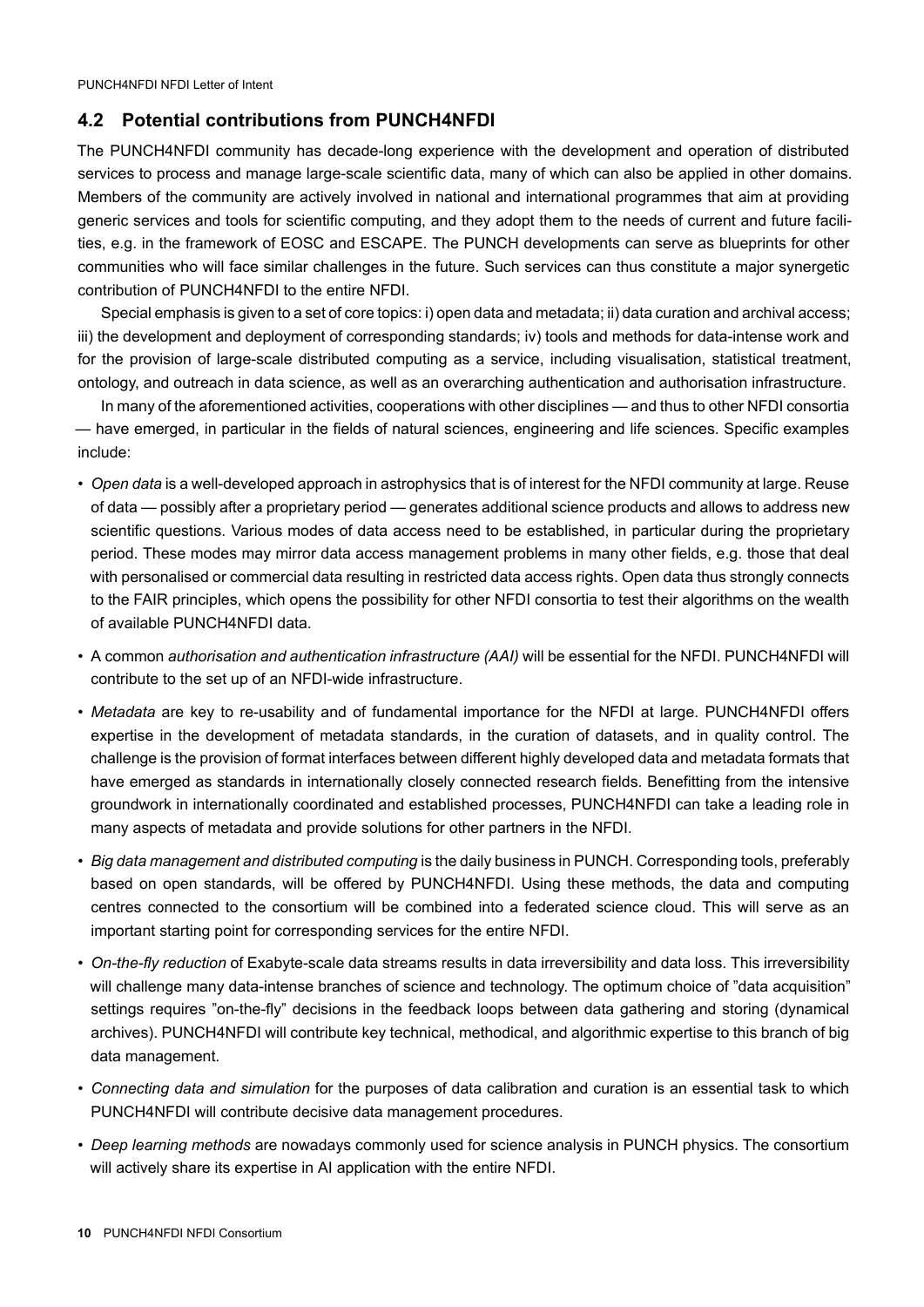## 4.2 Potential contributions from PUNCH4NFDI

The PUNCH4NFDI community has decade-long experience with the development and operation of distributed services to process and manage large-scale scientific data, many of which can also be applied in other domains. Members of the community are actively involved in national and international programmes that aim at providing generic services and tools for scientific computing, and they adopt them to the needs of current and future facilities, e.g. in the framework of EOSC and ESCAPE. The PUNCH developments can serve as blueprints for other communities who will face similar challenges in the future. Such services can thus constitute a major synergetic contribution of PUNCH4NFDI to the entire NFDI.

Special emphasis is given to a set of core topics: i) open data and metadata; ii) data curation and archival access; iii) the development and deployment of corresponding standards; iv) tools and methods for data-intense work and for the provision of large-scale distributed computing as a service, including visualisation, statistical treatment, ontology, and outreach in data science, as well as an overarching authentication and authorisation infrastructure.

In many of the aforementioned activities, cooperations with other disciplines — and thus to other NFDI consortia — have emerged, in particular in the fields of natural sciences, engineering and life sciences. Specific examples include:

- *Open data* is a well-developed approach in astrophysics that is of interest for the NFDI community at large. Reuse of data — possibly after a proprietary period — generates additional science products and allows to address new scientific questions. Various modes of data access need to be established, in particular during the proprietary period. These modes may mirror data access management problems in many other fields, e.g. those that deal with personalised or commercial data resulting in restricted data access rights. Open data thus strongly connects to the FAIR principles, which opens the possibility for other NFDI consortia to test their algorithms on the wealth of available PUNCH4NFDI data.
- A common *authorisation and authentication infrastructure (AAI)* will be essential for the NFDI. PUNCH4NFDI will contribute to the set up of an NFDI-wide infrastructure.
- *Metadata* are key to re-usability and of fundamental importance for the NFDI at large. PUNCH4NFDI offers expertise in the development of metadata standards, in the curation of datasets, and in quality control. The challenge is the provision of format interfaces between different highly developed data and metadata formats that have emerged as standards in internationally closely connected research fields. Benefitting from the intensive groundwork in internationally coordinated and established processes, PUNCH4NFDI can take a leading role in many aspects of metadata and provide solutions for other partners in the NFDI.
- *Big data management and distributed computing* is the daily business in PUNCH. Corresponding tools, preferably based on open standards, will be offered by PUNCH4NFDI. Using these methods, the data and computing centres connected to the consortium will be combined into a federated science cloud. This will serve as an important starting point for corresponding services for the entire NFDI.
- *On-the-fly reduction* of Exabyte-scale data streams results in data irreversibility and data loss. This irreversibility will challenge many data-intense branches of science and technology. The optimum choice of "data acquisition" settings requires "on-the-fly" decisions in the feedback loops between data gathering and storing (dynamical archives). PUNCH4NFDI will contribute key technical, methodical, and algorithmic expertise to this branch of big data management.
- *Connecting data and simulation* for the purposes of data calibration and curation is an essential task to which PUNCH4NFDI will contribute decisive data management procedures.
- *Deep learning methods* are nowadays commonly used for science analysis in PUNCH physics. The consortium will actively share its expertise in AI application with the entire NFDI.